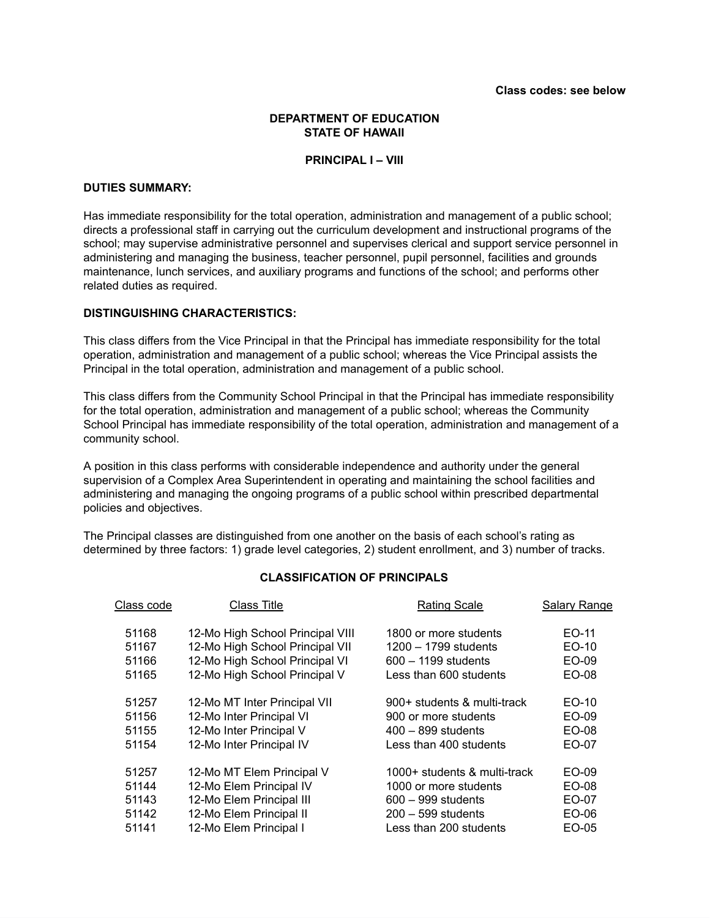**Class codes: see below**

**DEPARTMENT OF EDUCATION**
**STATE OF HAWAII**

**PRINCIPAL I – VIII**

**DUTIES SUMMARY:**

Has immediate responsibility for the total operation, administration and management of a public school; directs a professional staff in carrying out the curriculum development and instructional programs of the school; may supervise administrative personnel and supervises clerical and support service personnel in administering and managing the business, teacher personnel, pupil personnel, facilities and grounds maintenance, lunch services, and auxiliary programs and functions of the school; and performs other related duties as required.

**DISTINGUISHING CHARACTERISTICS:**

This class differs from the Vice Principal in that the Principal has immediate responsibility for the total operation, administration and management of a public school; whereas the Vice Principal assists the Principal in the total operation, administration and management of a public school.

This class differs from the Community School Principal in that the Principal has immediate responsibility for the total operation, administration and management of a public school; whereas the Community School Principal has immediate responsibility of the total operation, administration and management of a community school.

A position in this class performs with considerable independence and authority under the general supervision of a Complex Area Superintendent in operating and maintaining the school facilities and administering and managing the ongoing programs of a public school within prescribed departmental policies and objectives.

The Principal classes are distinguished from one another on the basis of each school's rating as determined by three factors: 1) grade level categories, 2) student enrollment, and 3) number of tracks.

**CLASSIFICATION OF PRINCIPALS**

| Class code | Class Title | Rating Scale | Salary Range |
|---|---|---|---|
| 51168 | 12-Mo High School Principal VIII | 1800 or more students | EO-11 |
| 51167 | 12-Mo High School Principal VII | 1200 – 1799 students | EO-10 |
| 51166 | 12-Mo High School Principal VI | 600 – 1199 students | EO-09 |
| 51165 | 12-Mo High School Principal V | Less than 600 students | EO-08 |
| 51257 | 12-Mo MT Inter Principal VII | 900+ students & multi-track | EO-10 |
| 51156 | 12-Mo Inter Principal VI | 900 or more students | EO-09 |
| 51155 | 12-Mo Inter Principal V | 400 – 899 students | EO-08 |
| 51154 | 12-Mo Inter Principal IV | Less than 400 students | EO-07 |
| 51257 | 12-Mo MT Elem Principal V | 1000+ students & multi-track | EO-09 |
| 51144 | 12-Mo Elem Principal IV | 1000 or more students | EO-08 |
| 51143 | 12-Mo Elem Principal III | 600 – 999 students | EO-07 |
| 51142 | 12-Mo Elem Principal II | 200 – 599 students | EO-06 |
| 51141 | 12-Mo Elem Principal I | Less than 200 students | EO-05 |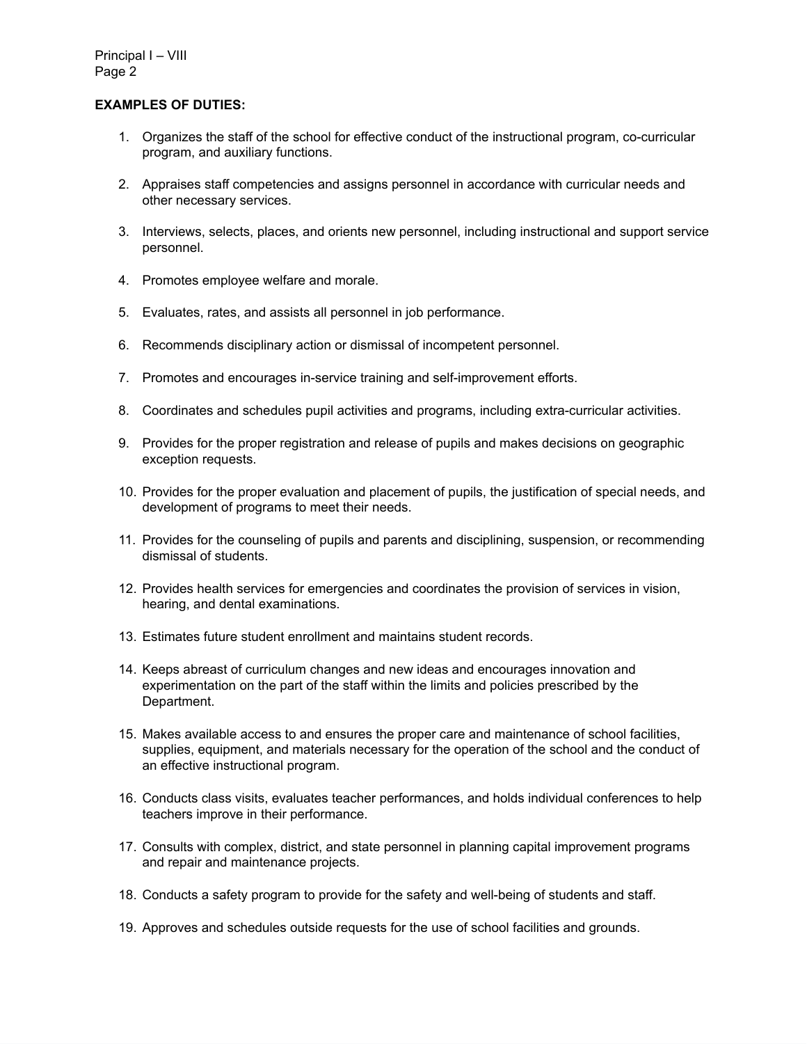**EXAMPLES OF DUTIES:**

1. Organizes the staff of the school for effective conduct of the instructional program, co-curricular program, and auxiliary functions.

2. Appraises staff competencies and assigns personnel in accordance with curricular needs and other necessary services.

3. Interviews, selects, places, and orients new personnel, including instructional and support service personnel.

4. Promotes employee welfare and morale.

5. Evaluates, rates, and assists all personnel in job performance.

6. Recommends disciplinary action or dismissal of incompetent personnel.

7. Promotes and encourages in-service training and self-improvement efforts.

8. Coordinates and schedules pupil activities and programs, including extra-curricular activities.

9. Provides for the proper registration and release of pupils and makes decisions on geographic exception requests.

10. Provides for the proper evaluation and placement of pupils, the justification of special needs, and development of programs to meet their needs.

11. Provides for the counseling of pupils and parents and disciplining, suspension, or recommending dismissal of students.

12. Provides health services for emergencies and coordinates the provision of services in vision, hearing, and dental examinations.

13. Estimates future student enrollment and maintains student records.

14. Keeps abreast of curriculum changes and new ideas and encourages innovation and experimentation on the part of the staff within the limits and policies prescribed by the Department.

15. Makes available access to and ensures the proper care and maintenance of school facilities, supplies, equipment, and materials necessary for the operation of the school and the conduct of an effective instructional program.

16. Conducts class visits, evaluates teacher performances, and holds individual conferences to help teachers improve in their performance.

17. Consults with complex, district, and state personnel in planning capital improvement programs and repair and maintenance projects.

18. Conducts a safety program to provide for the safety and well-being of students and staff.

19. Approves and schedules outside requests for the use of school facilities and grounds.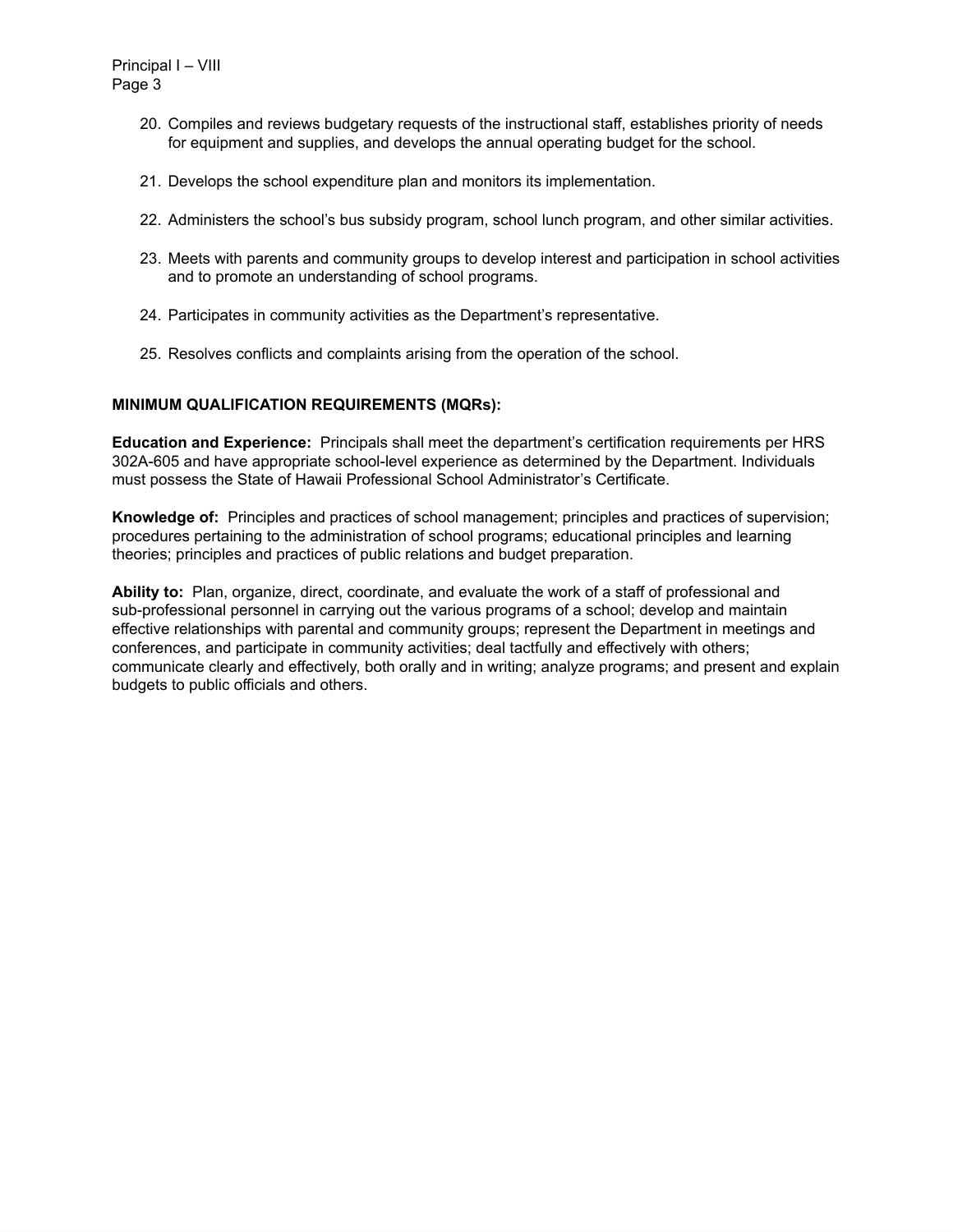20. Compiles and reviews budgetary requests of the instructional staff, establishes priority of needs for equipment and supplies, and develops the annual operating budget for the school.

21. Develops the school expenditure plan and monitors its implementation.

22. Administers the school's bus subsidy program, school lunch program, and other similar activities.

23. Meets with parents and community groups to develop interest and participation in school activities and to promote an understanding of school programs.

24. Participates in community activities as the Department's representative.

25. Resolves conflicts and complaints arising from the operation of the school.

## MINIMUM QUALIFICATION REQUIREMENTS (MQRs):

**Education and Experience:** Principals shall meet the department's certification requirements per HRS 302A-605 and have appropriate school-level experience as determined by the Department. Individuals must possess the State of Hawaii Professional School Administrator's Certificate.

**Knowledge of:** Principles and practices of school management; principles and practices of supervision; procedures pertaining to the administration of school programs; educational principles and learning theories; principles and practices of public relations and budget preparation.

**Ability to:** Plan, organize, direct, coordinate, and evaluate the work of a staff of professional and sub-professional personnel in carrying out the various programs of a school; develop and maintain effective relationships with parental and community groups; represent the Department in meetings and conferences, and participate in community activities; deal tactfully and effectively with others; communicate clearly and effectively, both orally and in writing; analyze programs; and present and explain budgets to public officials and others.